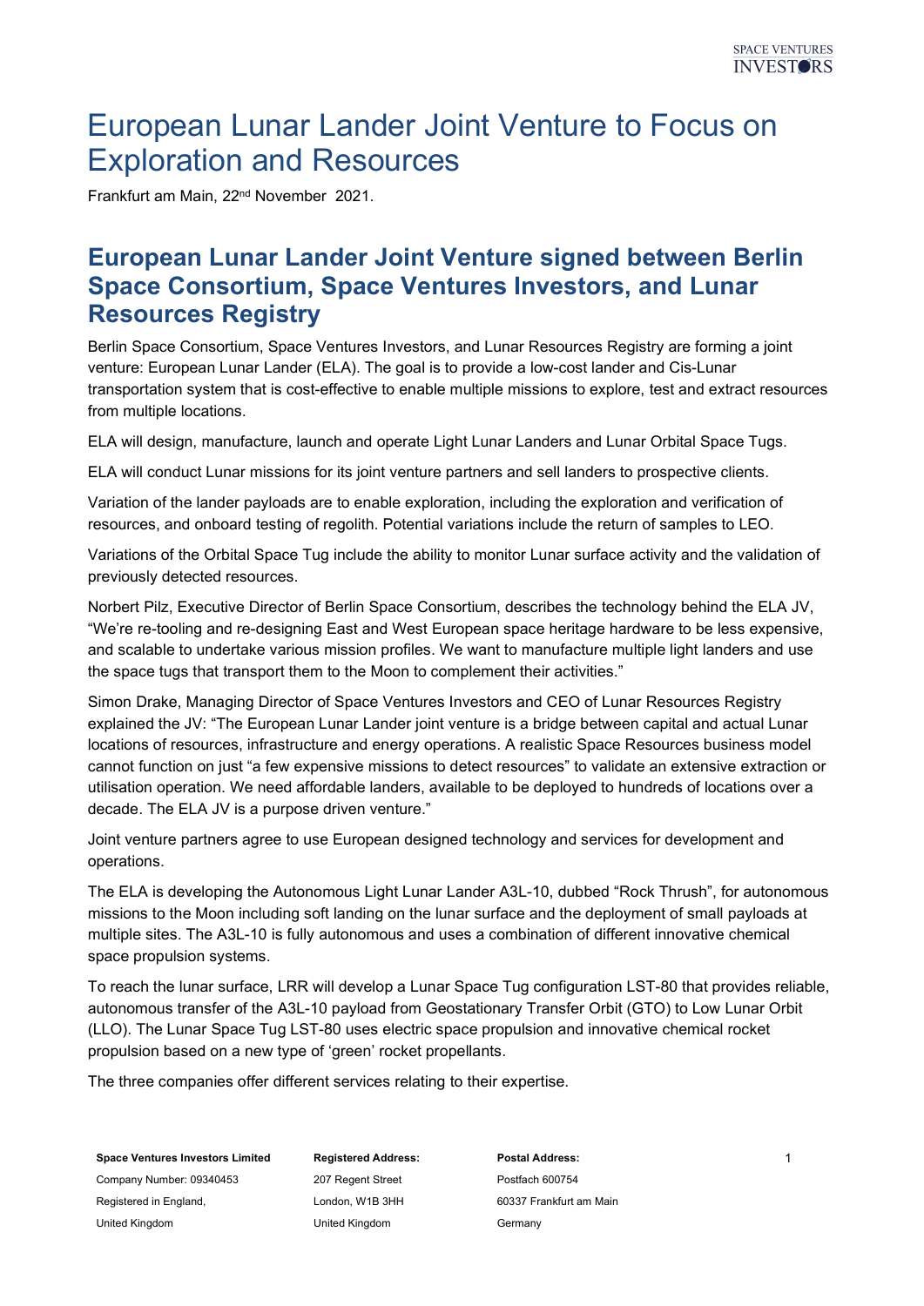# European Lunar Lander Joint Venture to Focus on Exploration and Resources

Frankfurt am Main, 22nd November 2021.

## European Lunar Lander Joint Venture signed between Berlin Space Consortium, Space Ventures Investors, and Lunar Resources Registry

Berlin Space Consortium, Space Ventures Investors, and Lunar Resources Registry are forming a joint venture: European Lunar Lander (ELA). The goal is to provide a low-cost lander and Cis-Lunar transportation system that is cost-effective to enable multiple missions to explore, test and extract resources from multiple locations.

ELA will design, manufacture, launch and operate Light Lunar Landers and Lunar Orbital Space Tugs.

ELA will conduct Lunar missions for its joint venture partners and sell landers to prospective clients.

Variation of the lander payloads are to enable exploration, including the exploration and verification of resources, and onboard testing of regolith. Potential variations include the return of samples to LEO.

Variations of the Orbital Space Tug include the ability to monitor Lunar surface activity and the validation of previously detected resources.

Norbert Pilz, Executive Director of Berlin Space Consortium, describes the technology behind the ELA JV, "We're re-tooling and re-designing East and West European space heritage hardware to be less expensive, and scalable to undertake various mission profiles. We want to manufacture multiple light landers and use the space tugs that transport them to the Moon to complement their activities."

Simon Drake, Managing Director of Space Ventures Investors and CEO of Lunar Resources Registry explained the JV: "The European Lunar Lander joint venture is a bridge between capital and actual Lunar locations of resources, infrastructure and energy operations. A realistic Space Resources business model cannot function on just "a few expensive missions to detect resources" to validate an extensive extraction or utilisation operation. We need affordable landers, available to be deployed to hundreds of locations over a decade. The ELA JV is a purpose driven venture."

Joint venture partners agree to use European designed technology and services for development and operations.

The ELA is developing the Autonomous Light Lunar Lander A3L-10, dubbed "Rock Thrush", for autonomous missions to the Moon including soft landing on the lunar surface and the deployment of small payloads at multiple sites. The A3L-10 is fully autonomous and uses a combination of different innovative chemical space propulsion systems.

To reach the lunar surface, LRR will develop a Lunar Space Tug configuration LST-80 that provides reliable, autonomous transfer of the A3L-10 payload from Geostationary Transfer Orbit (GTO) to Low Lunar Orbit (LLO). The Lunar Space Tug LST-80 uses electric space propulsion and innovative chemical rocket propulsion based on a new type of 'green' rocket propellants.

The three companies offer different services relating to their expertise.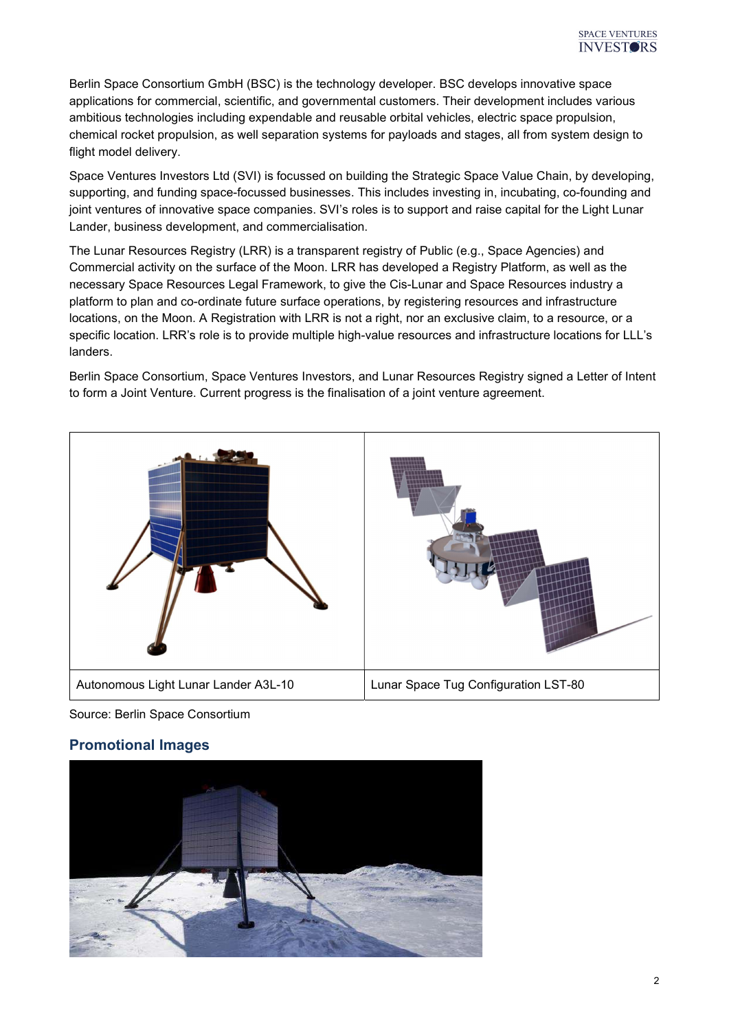Berlin Space Consortium GmbH (BSC) is the technology developer. BSC develops innovative space applications for commercial, scientific, and governmental customers. Their development includes various ambitious technologies including expendable and reusable orbital vehicles, electric space propulsion, chemical rocket propulsion, as well separation systems for payloads and stages, all from system design to flight model delivery.

Space Ventures Investors Ltd (SVI) is focussed on building the Strategic Space Value Chain, by developing, supporting, and funding space-focussed businesses. This includes investing in, incubating, co-founding and joint ventures of innovative space companies. SVI's roles is to support and raise capital for the Light Lunar Lander, business development, and commercialisation.

The Lunar Resources Registry (LRR) is a transparent registry of Public (e.g., Space Agencies) and Commercial activity on the surface of the Moon. LRR has developed a Registry Platform, as well as the necessary Space Resources Legal Framework, to give the Cis-Lunar and Space Resources industry a platform to plan and co-ordinate future surface operations, by registering resources and infrastructure locations, on the Moon. A Registration with LRR is not a right, nor an exclusive claim, to a resource, or a specific location. LRR's role is to provide multiple high-value resources and infrastructure locations for LLL's landers.

Berlin Space Consortium, Space Ventures Investors, and Lunar Resources Registry signed a Letter of Intent to form a Joint Venture. Current progress is the finalisation of a joint venture agreement.

| Autonomous Light Lunar Lander A3L-10 | Lunar Space Tug Configuration LST-80 |
| --- | --- |

Source: Berlin Space Consortium

## Promotional Images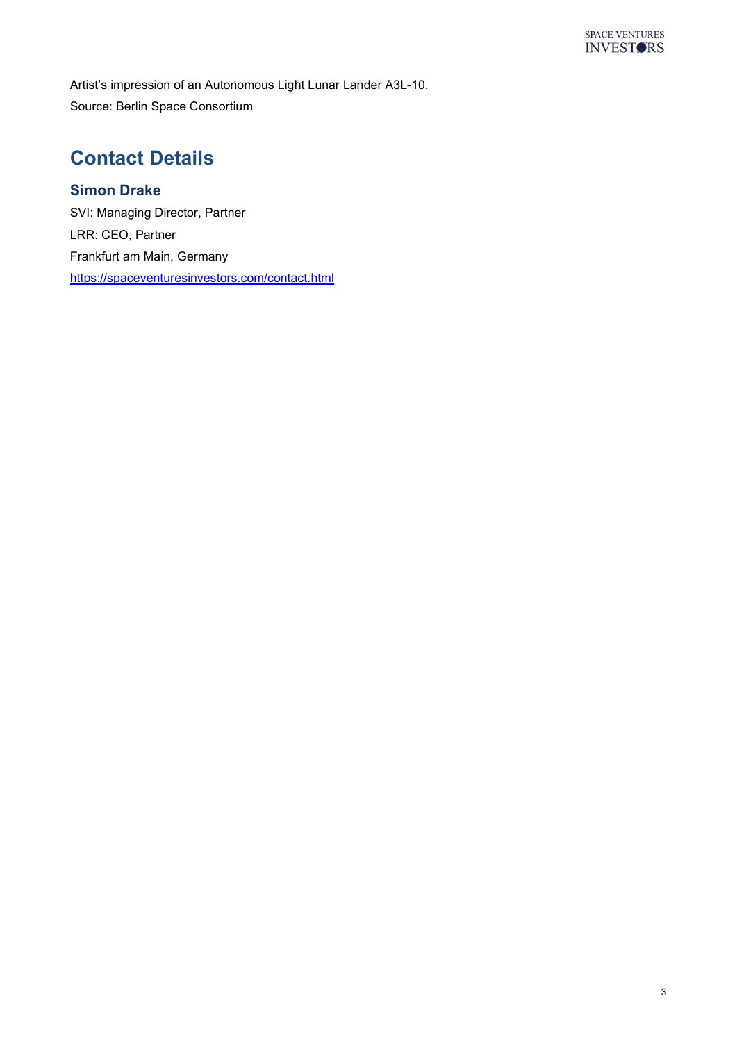Artist's impression of an Autonomous Light Lunar Lander A3L-10.

Source: Berlin Space Consortium

## Contact Details

### Simon Drake

SVI: Managing Director, Partner

LRR: CEO, Partner

Frankfurt am Main, Germany

https://spaceventuresinvestors.com/contact.html